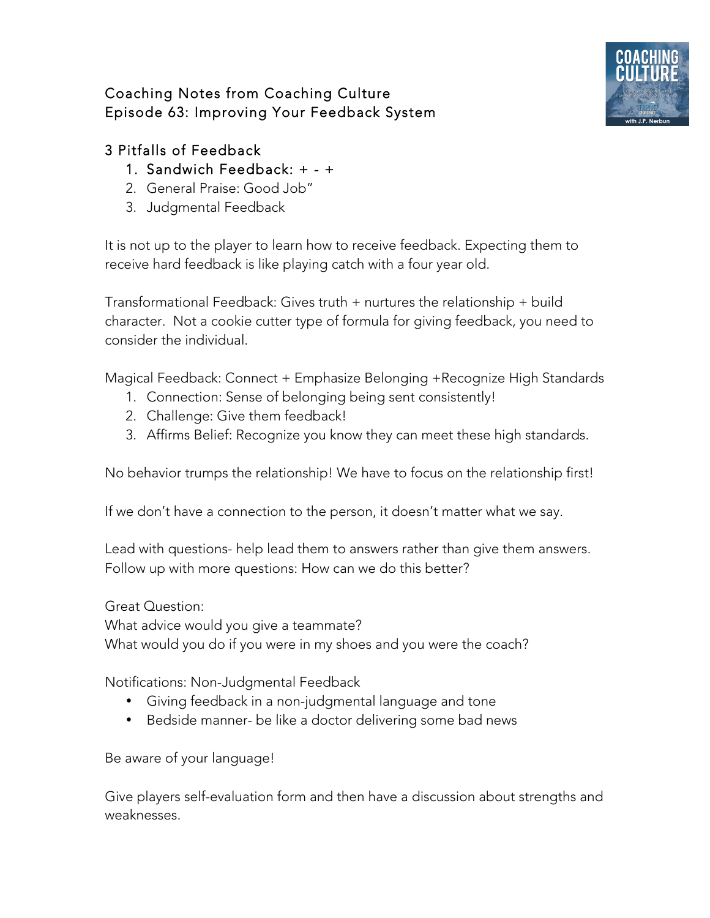# Coaching Notes from Coaching Culture
# Episode 63: Improving Your Feedback System

## 3 Pitfalls of Feedback

1. Sandwich Feedback: + - +
2. General Praise: Good Job"
3. Judgmental Feedback

It is not up to the player to learn how to receive feedback. Expecting them to receive hard feedback is like playing catch with a four year old.

Transformational Feedback: Gives truth + nurtures the relationship + build character. Not a cookie cutter type of formula for giving feedback, you need to consider the individual.

Magical Feedback: Connect + Emphasize Belonging +Recognize High Standards

1. Connection: Sense of belonging being sent consistently!
2. Challenge: Give them feedback!
3. Affirms Belief: Recognize you know they can meet these high standards.

No behavior trumps the relationship! We have to focus on the relationship first!

If we don't have a connection to the person, it doesn't matter what we say.

Lead with questions- help lead them to answers rather than give them answers. Follow up with more questions: How can we do this better?

Great Question:
What advice would you give a teammate?
What would you do if you were in my shoes and you were the coach?

Notifications: Non-Judgmental Feedback

- Giving feedback in a non-judgmental language and tone
- Bedside manner- be like a doctor delivering some bad news

Be aware of your language!

Give players self-evaluation form and then have a discussion about strengths and weaknesses.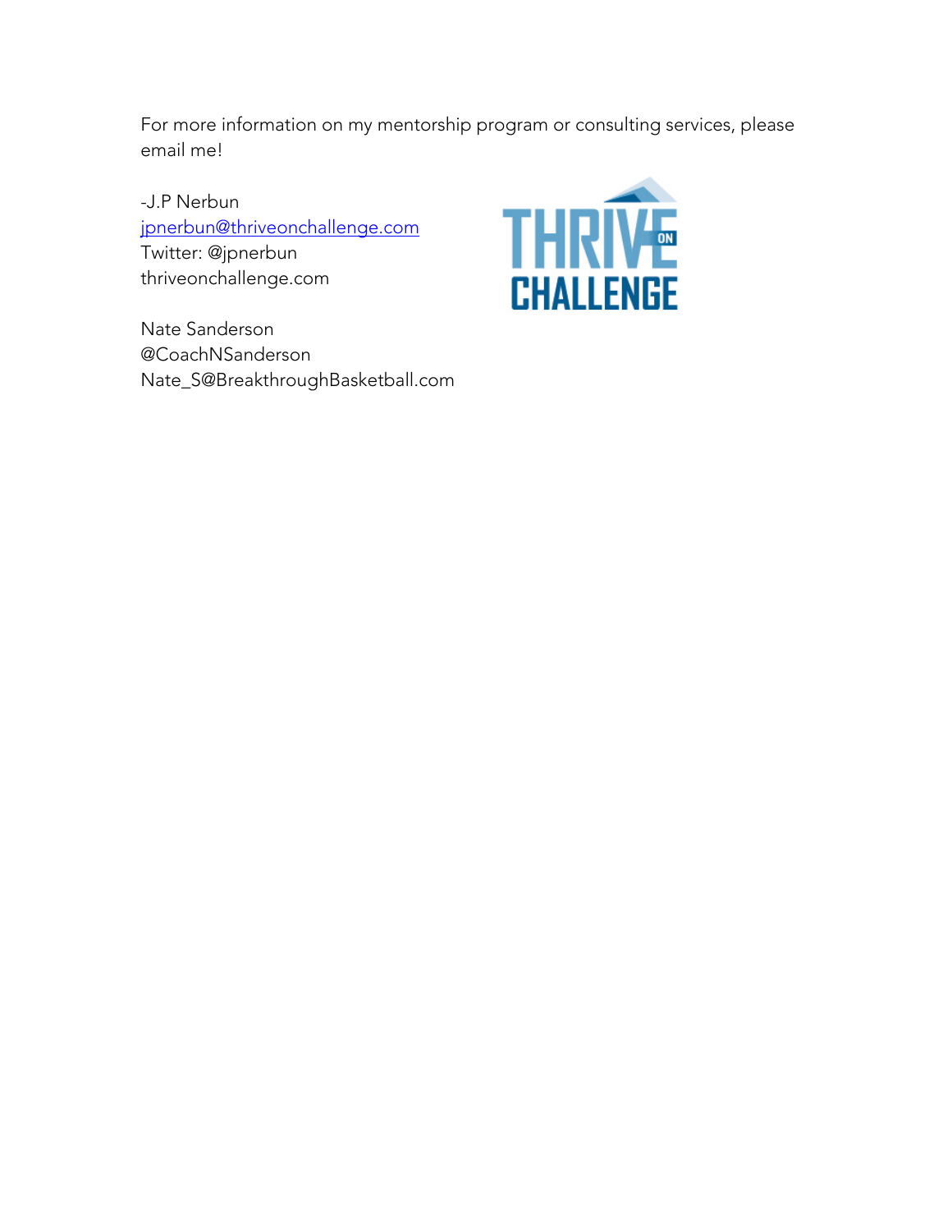For more information on my mentorship program or consulting services, please email me!

-J.P Nerbun
jpnerbun@thriveonchallenge.com
Twitter: @jpnerbun
thriveonchallenge.com

Nate Sanderson
@CoachNSanderson
Nate_S@BreakthroughBasketball.com